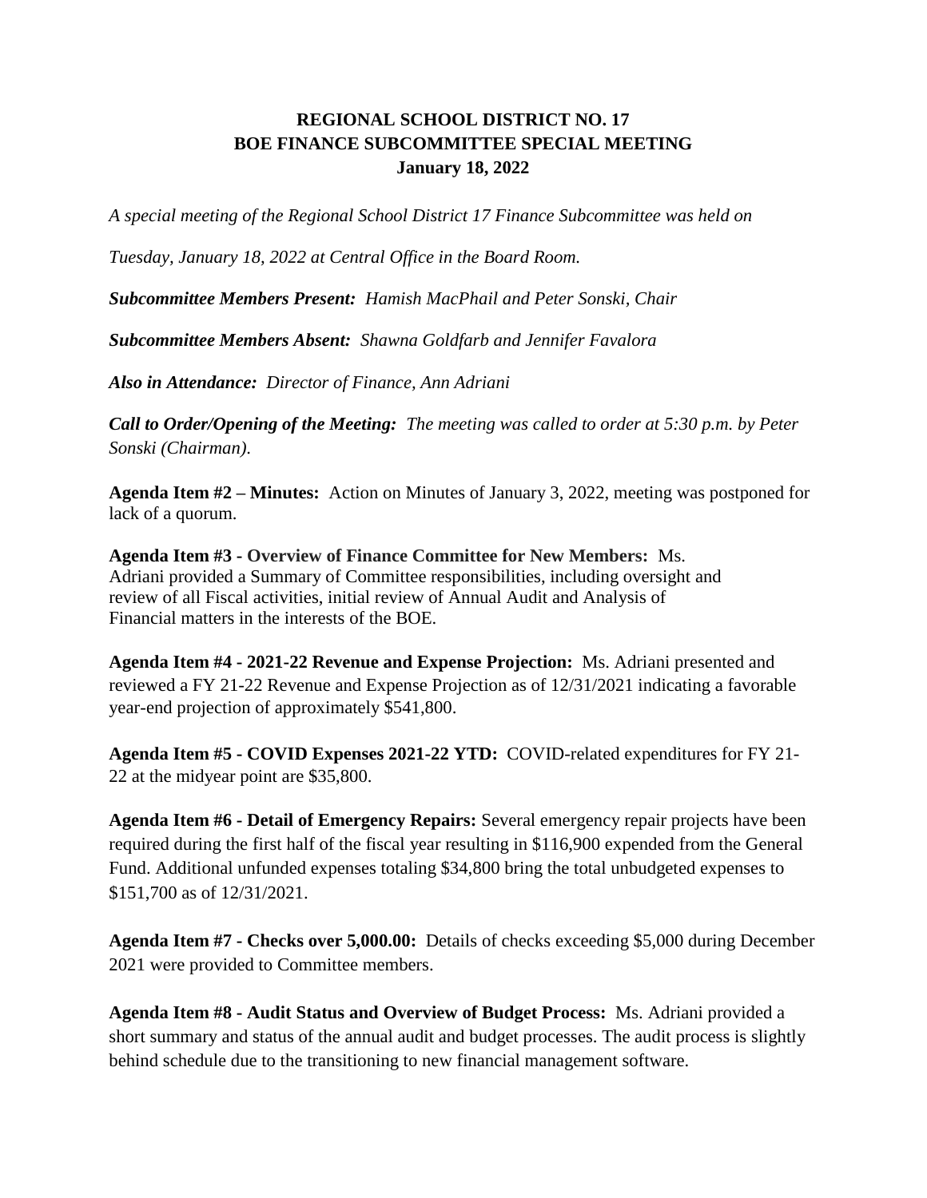# REGIONAL SCHOOL DISTRICT NO. 17
## BOE FINANCE SUBCOMMITTEE SPECIAL MEETING
### January 18, 2022

*A special meeting of the Regional School District 17 Finance Subcommittee was held on Tuesday, January 18, 2022 at Central Office in the Board Room.*

***Subcommittee Members Present:*** *Hamish MacPhail and Peter Sonski, Chair*

***Subcommittee Members Absent:*** *Shawna Goldfarb and Jennifer Favalora*

***Also in Attendance:*** *Director of Finance, Ann Adriani*

***Call to Order/Opening of the Meeting:*** *The meeting was called to order at 5:30 p.m. by Peter Sonski (Chairman).*

**Agenda Item #2 – Minutes:** Action on Minutes of January 3, 2022, meeting was postponed for lack of a quorum.

**Agenda Item #3 - Overview of Finance Committee for New Members:** Ms. Adriani provided a Summary of Committee responsibilities, including oversight and review of all Fiscal activities, initial review of Annual Audit and Analysis of Financial matters in the interests of the BOE.

**Agenda Item #4 - 2021-22 Revenue and Expense Projection:** Ms. Adriani presented and reviewed a FY 21-22 Revenue and Expense Projection as of 12/31/2021 indicating a favorable year-end projection of approximately $541,800.

**Agenda Item #5 - COVID Expenses 2021-22 YTD:** COVID-related expenditures for FY 21-22 at the midyear point are $35,800.

**Agenda Item #6 - Detail of Emergency Repairs:** Several emergency repair projects have been required during the first half of the fiscal year resulting in $116,900 expended from the General Fund. Additional unfunded expenses totaling $34,800 bring the total unbudgeted expenses to $151,700 as of 12/31/2021.

**Agenda Item #7 - Checks over 5,000.00:** Details of checks exceeding $5,000 during December 2021 were provided to Committee members.

**Agenda Item #8 - Audit Status and Overview of Budget Process:** Ms. Adriani provided a short summary and status of the annual audit and budget processes. The audit process is slightly behind schedule due to the transitioning to new financial management software.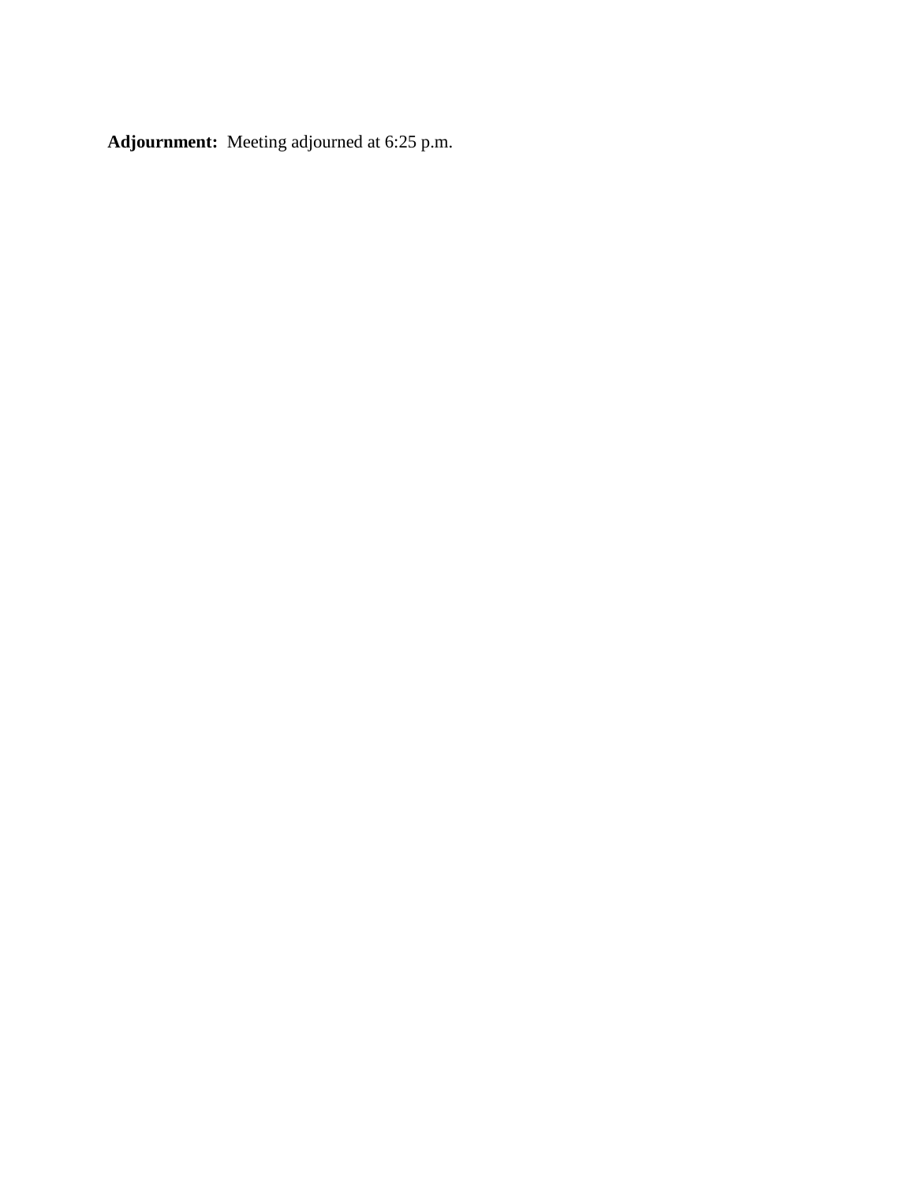**Adjournment:** Meeting adjourned at 6:25 p.m.